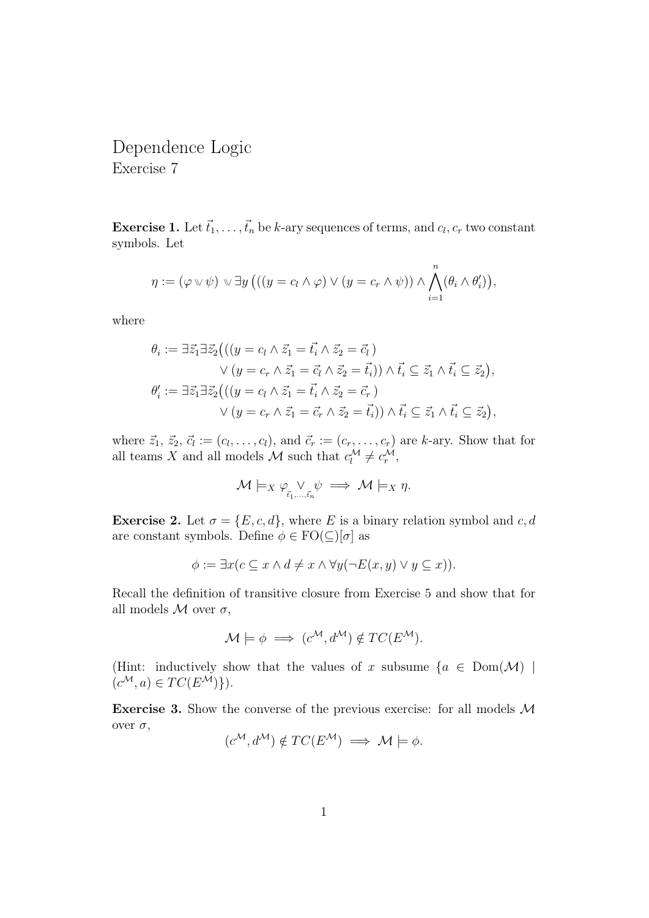# Dependence Logic

Exercise 7

**Exercise 1.** Let $\vec{t}_1, \dots, \vec{t}_n$ be $k$-ary sequences of terms, and $c_l, c_r$ two constant symbols. Let

$$\eta := (\varphi \lor\!\!\!\lor \psi) \lor\!\!\!\lor \exists y \big( ((y = c_l \land \varphi) \lor (y = c_r \land \psi)) \land \bigwedge_{i=1}^{n} (\theta_i \land \theta_i') \big),$$

where

$$\begin{aligned}
\theta_i := \exists \vec{z}_1 \exists \vec{z}_2 \big( ((y = c_l \land \vec{z}_1 = \vec{t}_i \land \vec{z}_2 = \vec{c}_l\,) \\
\lor (y = c_r \land \vec{z}_1 = \vec{c}_l \land \vec{z}_2 = \vec{t}_i)) \land \vec{t}_i \subseteq \vec{z}_1 \land \vec{t}_i \subseteq \vec{z}_2 \big), \\
\theta_i' := \exists \vec{z}_1 \exists \vec{z}_2 \big( ((y = c_l \land \vec{z}_1 = \vec{t}_i \land \vec{z}_2 = \vec{c}_r\,) \\
\lor (y = c_r \land \vec{z}_1 = \vec{c}_r \land \vec{z}_2 = \vec{t}_i)) \land \vec{t}_i \subseteq \vec{z}_1 \land \vec{t}_i \subseteq \vec{z}_2 \big),
\end{aligned}$$

where $\vec{z}_1$, $\vec{z}_2$, $\vec{c}_l := (c_l, \dots, c_l)$, and $\vec{c}_r := (c_r, \dots, c_r)$ are $k$-ary. Show that for all teams $X$ and all models $\mathcal{M}$ such that $c_l^{\mathcal{M}} \neq c_r^{\mathcal{M}}$,

$$\mathcal{M} \models_X \varphi \underset{\vec{t}_1, \dots, \vec{t}_n}{\lor} \psi \implies \mathcal{M} \models_X \eta.$$

**Exercise 2.** Let $\sigma = \{E, c, d\}$, where $E$ is a binary relation symbol and $c, d$ are constant symbols. Define $\phi \in \mathrm{FO}(\subseteq)[\sigma]$ as

$$\phi := \exists x (c \subseteq x \land d \neq x \land \forall y (\neg E(x, y) \lor y \subseteq x)).$$

Recall the definition of transitive closure from Exercise 5 and show that for all models $\mathcal{M}$ over $\sigma$,

$$\mathcal{M} \models \phi \implies (c^{\mathcal{M}}, d^{\mathcal{M}}) \notin TC(E^{\mathcal{M}}).$$

(Hint: inductively show that the values of $x$ subsume $\{a \in \mathrm{Dom}(\mathcal{M}) \mid (c^{\mathcal{M}}, a) \in TC(E^{\mathcal{M}})\}$).

**Exercise 3.** Show the converse of the previous exercise: for all models $\mathcal{M}$ over $\sigma$,

$$(c^{\mathcal{M}}, d^{\mathcal{M}}) \notin TC(E^{\mathcal{M}}) \implies \mathcal{M} \models \phi.$$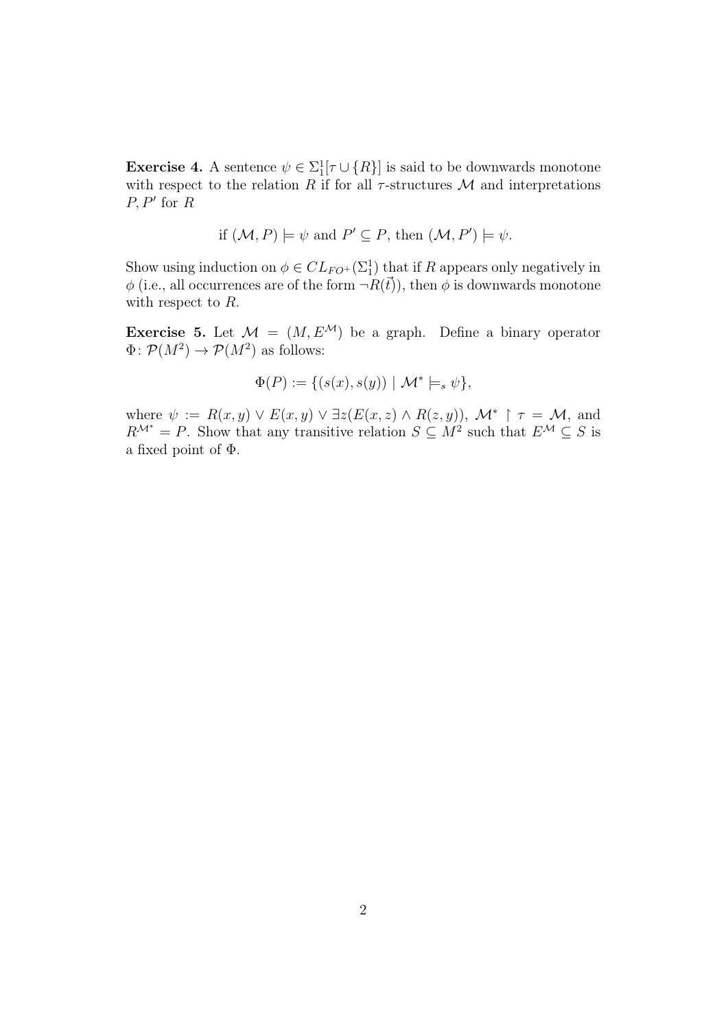**Exercise 4.** A sentence $\psi \in \Sigma_1^1[\tau \cup \{R\}]$ is said to be downwards monotone with respect to the relation $R$ if for all $\tau$-structures $\mathcal{M}$ and interpretations $P, P'$ for $R$

$$\text{if } (\mathcal{M}, P) \models \psi \text{ and } P' \subseteq P, \text{ then } (\mathcal{M}, P') \models \psi.$$

Show using induction on $\phi \in CL_{FO^+}(\Sigma_1^1)$ that if $R$ appears only negatively in $\phi$ (i.e., all occurrences are of the form $\neg R(\vec{t})$), then $\phi$ is downwards monotone with respect to $R$.

**Exercise 5.** Let $\mathcal{M} = (M, E^{\mathcal{M}})$ be a graph. Define a binary operator $\Phi \colon \mathcal{P}(M^2) \to \mathcal{P}(M^2)$ as follows:

$$\Phi(P) := \{(s(x), s(y)) \mid \mathcal{M}^* \models_s \psi\},$$

where $\psi := R(x, y) \vee E(x, y) \vee \exists z(E(x, z) \wedge R(z, y))$, $\mathcal{M}^* \restriction \tau = \mathcal{M}$, and $R^{\mathcal{M}^*} = P$. Show that any transitive relation $S \subseteq M^2$ such that $E^{\mathcal{M}} \subseteq S$ is a fixed point of $\Phi$.